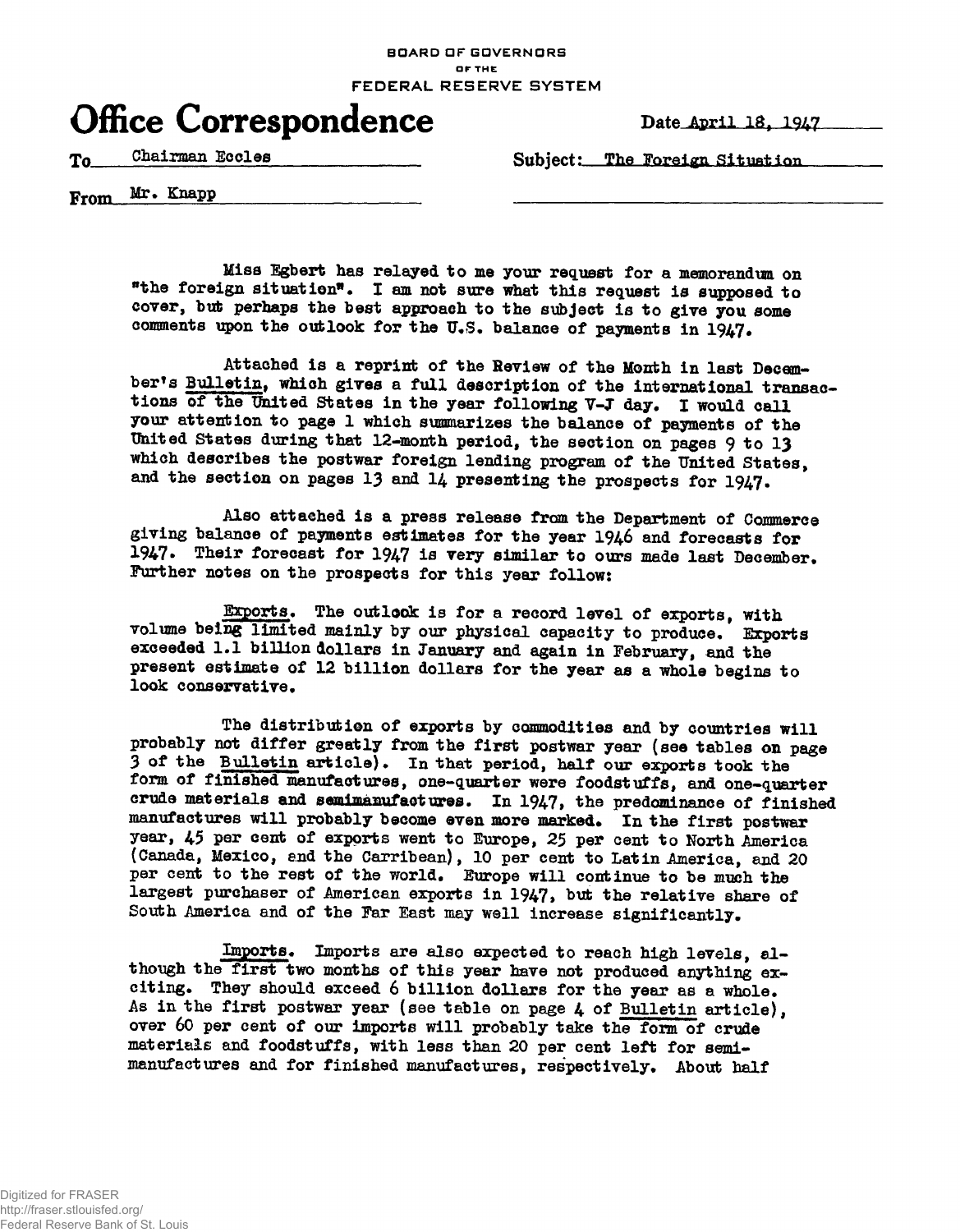BOARD OF GOVERNORS
OF THE
FEDERAL RESERVE SYSTEM

# Office Correspondence

Date April 18, 1947

To Chairman Eccles

Subject: The Foreign Situation

From Mr. Knapp

Miss Egbert has relayed to me your request for a memorandum on "the foreign situation". I am not sure what this request is supposed to cover, but perhaps the best approach to the subject is to give you some comments upon the outlook for the U.S. balance of payments in 1947.

Attached is a reprint of the Review of the Month in last December's Bulletin, which gives a full description of the international transactions of the United States in the year following V-J day. I would call your attention to page 1 which summarizes the balance of payments of the United States during that 12-month period, the section on pages 9 to 13 which describes the postwar foreign lending program of the United States, and the section on pages 13 and 14 presenting the prospects for 1947.

Also attached is a press release from the Department of Commerce giving balance of payments estimates for the year 1946 and forecasts for 1947. Their forecast for 1947 is very similar to ours made last December. Further notes on the prospects for this year follow:

Exports. The outlook is for a record level of exports, with volume being limited mainly by our physical capacity to produce. Exports exceeded 1.1 billion dollars in January and again in February, and the present estimate of 12 billion dollars for the year as a whole begins to look conservative.

The distribution of exports by commodities and by countries will probably not differ greatly from the first postwar year (see tables on page 3 of the Bulletin article). In that period, half our exports took the form of finished manufactures, one-quarter were foodstuffs, and one-quarter crude materials and semimanufactures. In 1947, the predominance of finished manufactures will probably become even more marked. In the first postwar year, 45 per cent of exports went to Europe, 25 per cent to North America (Canada, Mexico, and the Carribean), 10 per cent to Latin America, and 20 per cent to the rest of the world. Europe will continue to be much the largest purchaser of American exports in 1947, but the relative share of South America and of the Far East may well increase significantly.

Imports. Imports are also expected to reach high levels, although the first two months of this year have not produced anything exciting. They should exceed 6 billion dollars for the year as a whole. As in the first postwar year (see table on page 4 of Bulletin article), over 60 per cent of our imports will probably take the form of crude materials and foodstuffs, with less than 20 per cent left for semimanufactures and for finished manufactures, respectively. About half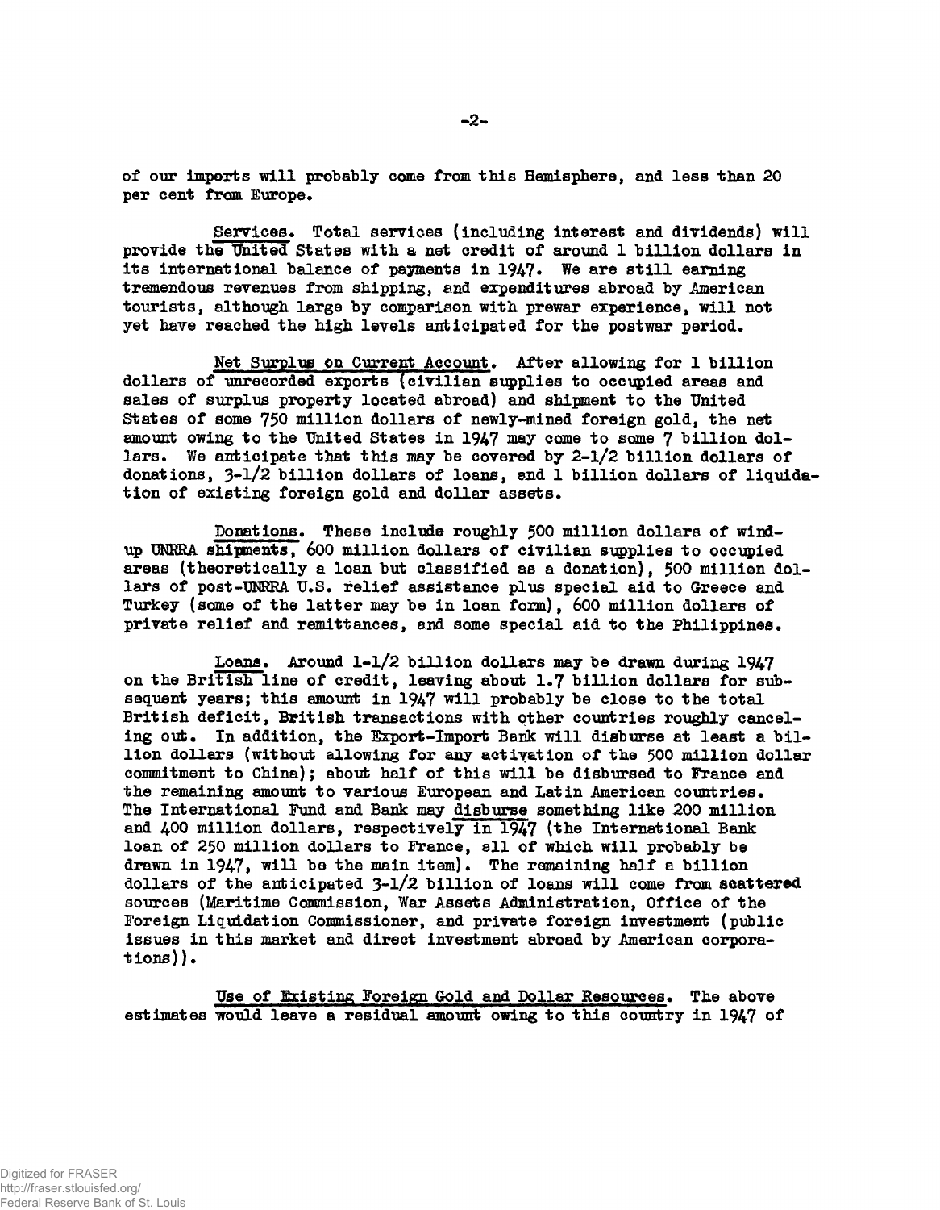of our imports will probably come from this Hemisphere, and less than 20 per cent from Europe.

Services. Total services (including interest and dividends) will provide the United States with a net credit of around 1 billion dollars in its international balance of payments in 1947. We are still earning tremendous revenues from shipping, and expenditures abroad by American tourists, although large by comparison with prewar experience, will not yet have reached the high levels anticipated for the postwar period.

Net Surplus on Current Account. After allowing for 1 billion dollars of unrecorded exports (civilian supplies to occupied areas and sales of surplus property located abroad) and shipment to the United States of some 750 million dollars of newly-mined foreign gold, the net amount owing to the United States in 1947 may come to some 7 billion dollars. We anticipate that this may be covered by 2-1/2 billion dollars of donations, 3-1/2 billion dollars of loans, and 1 billion dollars of liquidation of existing foreign gold and dollar assets.

Donations. These include roughly 500 million dollars of wind-up UNRRA shipments, 600 million dollars of civilian supplies to occupied areas (theoretically a loan but classified as a donation), 500 million dollars of post-UNRRA U.S. relief assistance plus special aid to Greece and Turkey (some of the latter may be in loan form), 600 million dollars of private relief and remittances, and some special aid to the Philippines.

Loans. Around 1-1/2 billion dollars may be drawn during 1947 on the British line of credit, leaving about 1.7 billion dollars for subsequent years; this amount in 1947 will probably be close to the total British deficit, British transactions with other countries roughly canceling out. In addition, the Export-Import Bank will disburse at least a billion dollars (without allowing for any activation of the 500 million dollar commitment to China); about half of this will be disbursed to France and the remaining amount to various European and Latin American countries. The International Fund and Bank may disburse something like 200 million and 400 million dollars, respectively in 1947 (the International Bank loan of 250 million dollars to France, all of which will probably be drawn in 1947, will be the main item). The remaining half a billion dollars of the anticipated 3-1/2 billion of loans will come from scattered sources (Maritime Commission, War Assets Administration, Office of the Foreign Liquidation Commissioner, and private foreign investment (public issues in this market and direct investment abroad by American corporations)).

Use of Existing Foreign Gold and Dollar Resources. The above estimates would leave a residual amount owing to this country in 1947 of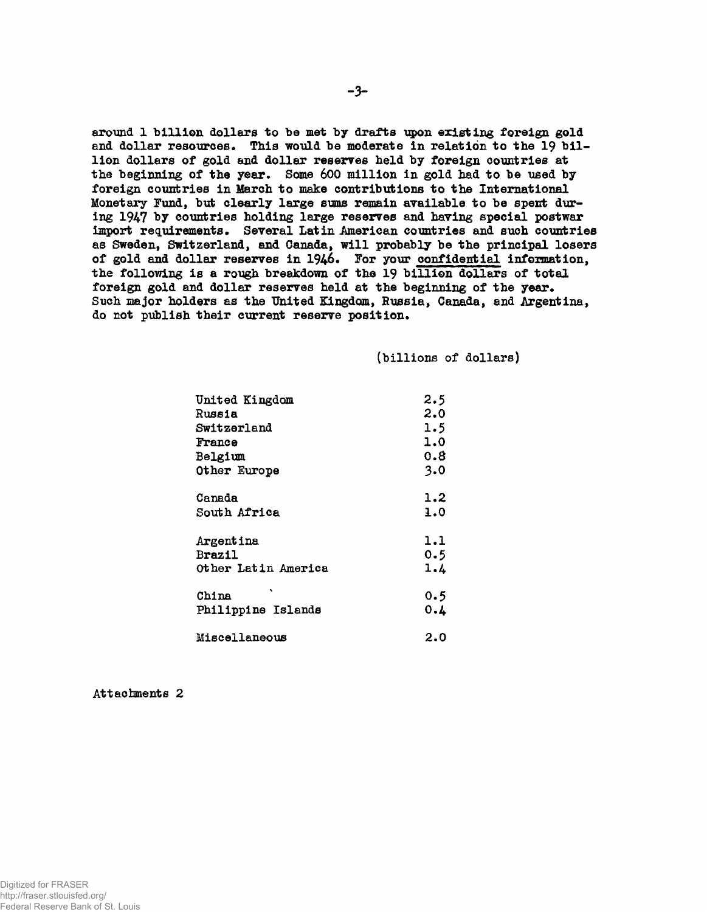around 1 billion dollars to be met by drafts upon existing foreign gold and dollar resources. This would be moderate in relation to the 19 billion dollars of gold and dollar reserves held by foreign countries at the beginning of the year. Some 600 million in gold had to be used by foreign countries in March to make contributions to the International Monetary Fund, but clearly large sums remain available to be spent during 1947 by countries holding large reserves and having special postwar import requirements. Several Latin American countries and such countries as Sweden, Switzerland, and Canada, will probably be the principal losers of gold and dollar reserves in 1946. For your confidential information, the following is a rough breakdown of the 19 billion dollars of total foreign gold and dollar reserves held at the beginning of the year. Such major holders as the United Kingdom, Russia, Canada, and Argentina, do not publish their current reserve position.

| | (billions of dollars) |
|---|---|
| United Kingdom | 2.5 |
| Russia | 2.0 |
| Switzerland | 1.5 |
| France | 1.0 |
| Belgium | 0.8 |
| Other Europe | 3.0 |
| Canada | 1.2 |
| South Africa | 1.0 |
| Argentina | 1.1 |
| Brazil | 0.5 |
| Other Latin America | 1.4 |
| China | 0.5 |
| Philippine Islands | 0.4 |
| Miscellaneous | 2.0 |

Attachments 2